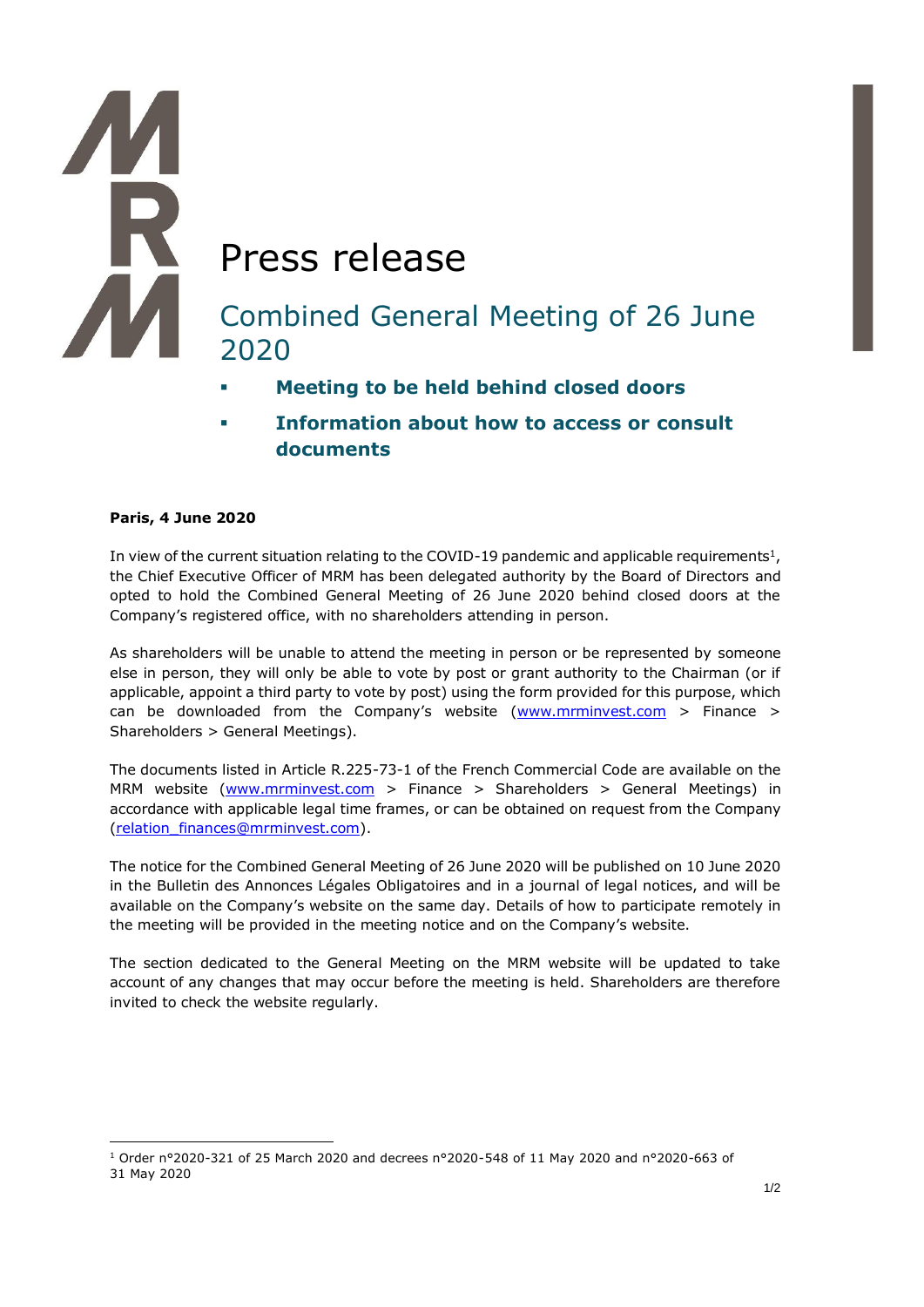# Press release

## Combined General Meeting of 26 June 2020

- **Meeting to be held behind closed doors**
- **Information about how to access or consult documents**

**Paris, 4 June 2020**

In view of the current situation relating to the COVID-19 pandemic and applicable requirements[1], the Chief Executive Officer of MRM has been delegated authority by the Board of Directors and opted to hold the Combined General Meeting of 26 June 2020 behind closed doors at the Company's registered office, with no shareholders attending in person.

As shareholders will be unable to attend the meeting in person or be represented by someone else in person, they will only be able to vote by post or grant authority to the Chairman (or if applicable, appoint a third party to vote by post) using the form provided for this purpose, which can be downloaded from the Company's website (www.mrminvest.com > Finance > Shareholders > General Meetings).

The documents listed in Article R.225-73-1 of the French Commercial Code are available on the MRM website (www.mrminvest.com > Finance > Shareholders > General Meetings) in accordance with applicable legal time frames, or can be obtained on request from the Company (relation_finances@mrminvest.com).

The notice for the Combined General Meeting of 26 June 2020 will be published on 10 June 2020 in the Bulletin des Annonces Légales Obligatoires and in a journal of legal notices, and will be available on the Company's website on the same day. Details of how to participate remotely in the meeting will be provided in the meeting notice and on the Company's website.

The section dedicated to the General Meeting on the MRM website will be updated to take account of any changes that may occur before the meeting is held. Shareholders are therefore invited to check the website regularly.

---

[1] Order n°2020-321 of 25 March 2020 and decrees n°2020-548 of 11 May 2020 and n°2020-663 of 31 May 2020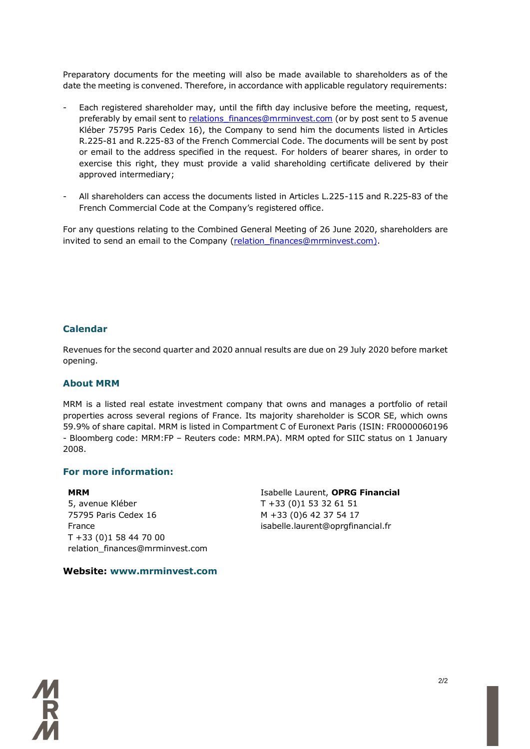Preparatory documents for the meeting will also be made available to shareholders as of the date the meeting is convened. Therefore, in accordance with applicable regulatory requirements:

- Each registered shareholder may, until the fifth day inclusive before the meeting, request, preferably by email sent to relations_finances@mrminvest.com (or by post sent to 5 avenue Kléber 75795 Paris Cedex 16), the Company to send him the documents listed in Articles R.225-81 and R.225-83 of the French Commercial Code. The documents will be sent by post or email to the address specified in the request. For holders of bearer shares, in order to exercise this right, they must provide a valid shareholding certificate delivered by their approved intermediary;

- All shareholders can access the documents listed in Articles L.225-115 and R.225-83 of the French Commercial Code at the Company's registered office.

For any questions relating to the Combined General Meeting of 26 June 2020, shareholders are invited to send an email to the Company (relation_finances@mrminvest.com).

## Calendar

Revenues for the second quarter and 2020 annual results are due on 29 July 2020 before market opening.

## About MRM

MRM is a listed real estate investment company that owns and manages a portfolio of retail properties across several regions of France. Its majority shareholder is SCOR SE, which owns 59.9% of share capital. MRM is listed in Compartment C of Euronext Paris (ISIN: FR0000060196 - Bloomberg code: MRM:FP – Reuters code: MRM.PA). MRM opted for SIIC status on 1 January 2008.

## For more information:

**MRM**
5, avenue Kléber
75795 Paris Cedex 16
France
T +33 (0)1 58 44 70 00
relation_finances@mrminvest.com

Isabelle Laurent, **OPRG Financial**
T +33 (0)1 53 32 61 51
M +33 (0)6 42 37 54 17
isabelle.laurent@oprgfinancial.fr

**Website: www.mrminvest.com**